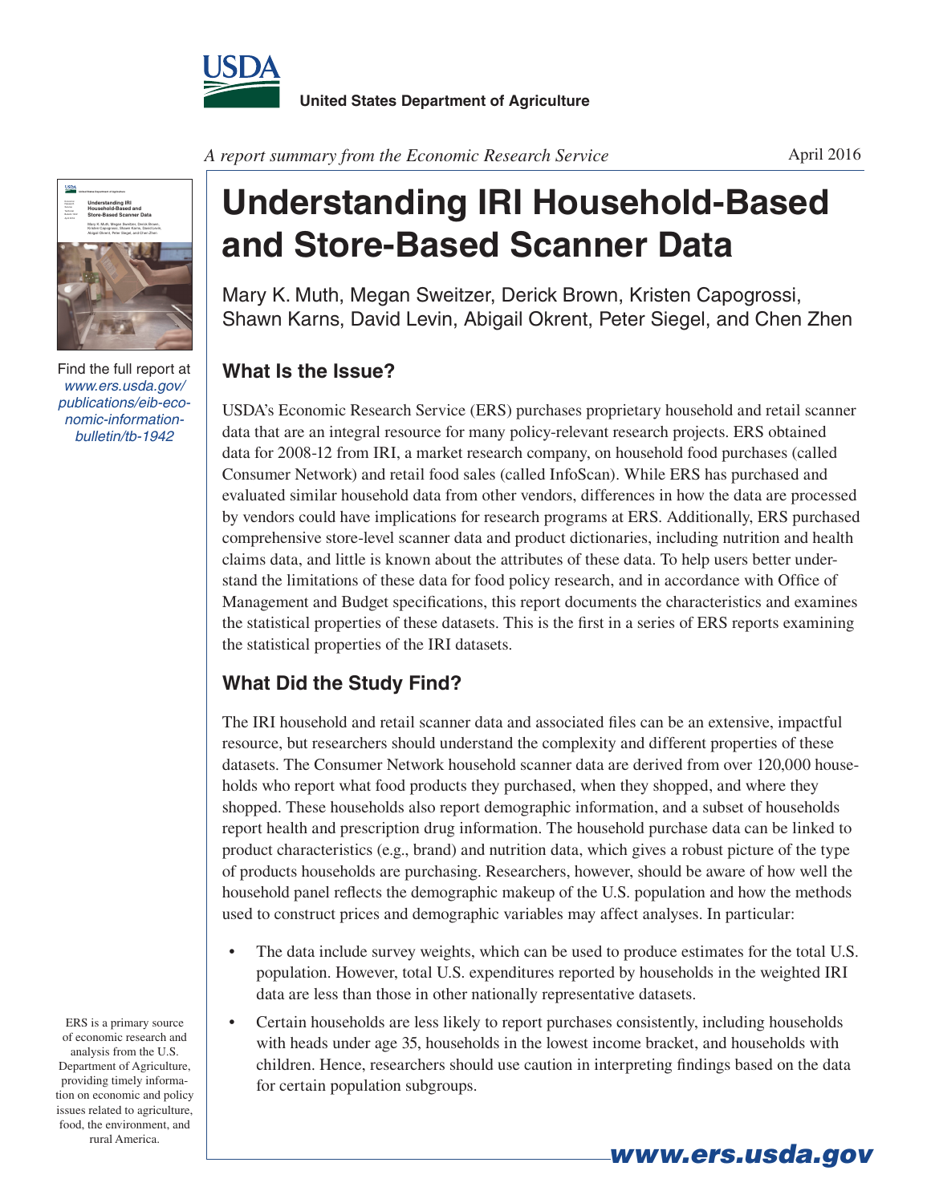USDA

**United States Department of Agriculture**

*A report summary from the Economic Research Service*

April 2016

Find the full report at *www.ers.usda.gov/publications/eib-economic-information-bulletin/tb-1942*

# Understanding IRI Household-Based and Store-Based Scanner Data

Mary K. Muth, Megan Sweitzer, Derick Brown, Kristen Capogrossi, Shawn Karns, David Levin, Abigail Okrent, Peter Siegel, and Chen Zhen

## What Is the Issue?

USDA's Economic Research Service (ERS) purchases proprietary household and retail scanner data that are an integral resource for many policy-relevant research projects. ERS obtained data for 2008-12 from IRI, a market research company, on household food purchases (called Consumer Network) and retail food sales (called InfoScan). While ERS has purchased and evaluated similar household data from other vendors, differences in how the data are processed by vendors could have implications for research programs at ERS. Additionally, ERS purchased comprehensive store-level scanner data and product dictionaries, including nutrition and health claims data, and little is known about the attributes of these data. To help users better understand the limitations of these data for food policy research, and in accordance with Office of Management and Budget specifications, this report documents the characteristics and examines the statistical properties of these datasets. This is the first in a series of ERS reports examining the statistical properties of the IRI datasets.

## What Did the Study Find?

The IRI household and retail scanner data and associated files can be an extensive, impactful resource, but researchers should understand the complexity and different properties of these datasets. The Consumer Network household scanner data are derived from over 120,000 households who report what food products they purchased, when they shopped, and where they shopped. These households also report demographic information, and a subset of households report health and prescription drug information. The household purchase data can be linked to product characteristics (e.g., brand) and nutrition data, which gives a robust picture of the type of products households are purchasing. Researchers, however, should be aware of how well the household panel reflects the demographic makeup of the U.S. population and how the methods used to construct prices and demographic variables may affect analyses. In particular:

- The data include survey weights, which can be used to produce estimates for the total U.S. population. However, total U.S. expenditures reported by households in the weighted IRI data are less than those in other nationally representative datasets.
- Certain households are less likely to report purchases consistently, including households with heads under age 35, households in the lowest income bracket, and households with children. Hence, researchers should use caution in interpreting findings based on the data for certain population subgroups.

ERS is a primary source of economic research and analysis from the U.S. Department of Agriculture, providing timely information on economic and policy issues related to agriculture, food, the environment, and rural America.

**www.ers.usda.gov**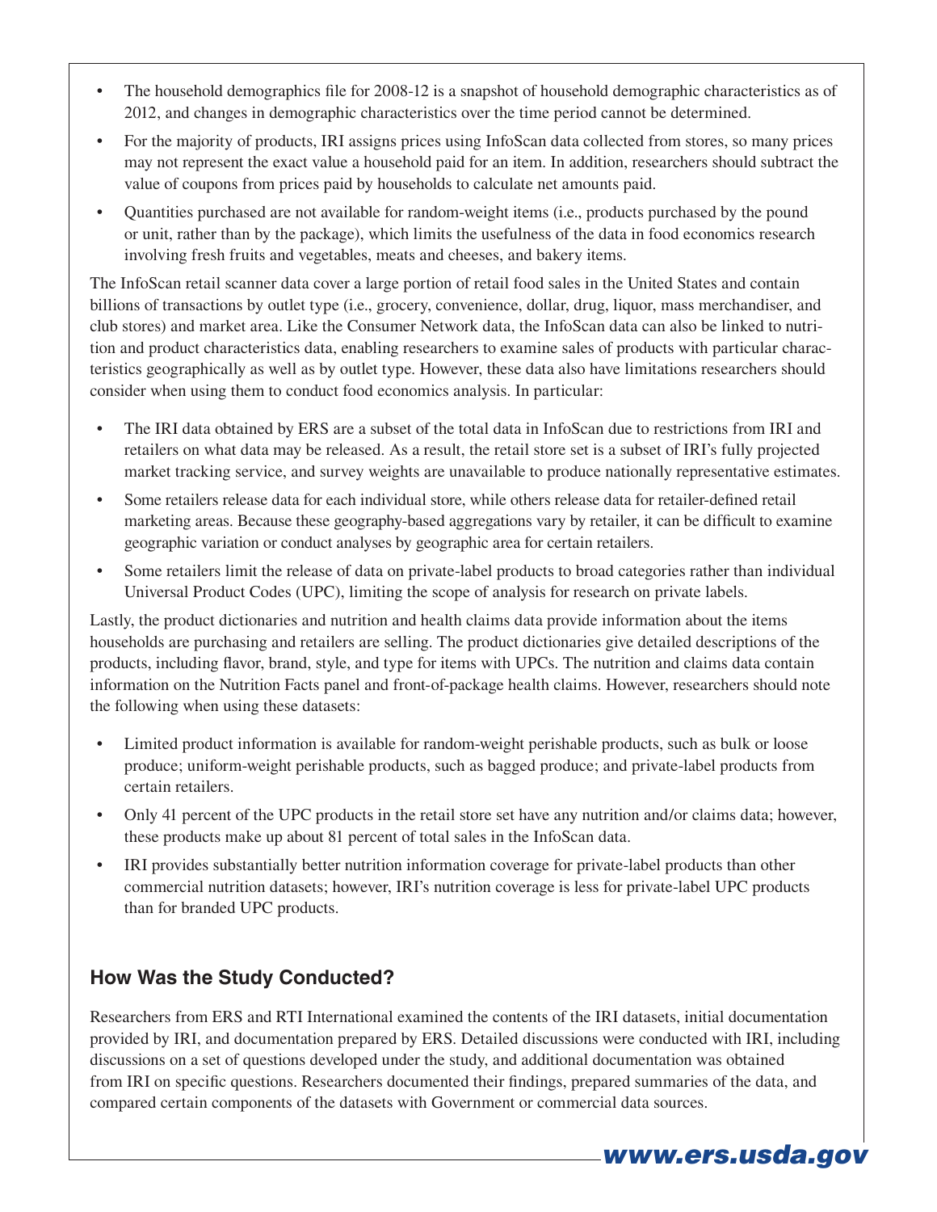- The household demographics file for 2008-12 is a snapshot of household demographic characteristics as of 2012, and changes in demographic characteristics over the time period cannot be determined.
- For the majority of products, IRI assigns prices using InfoScan data collected from stores, so many prices may not represent the exact value a household paid for an item. In addition, researchers should subtract the value of coupons from prices paid by households to calculate net amounts paid.
- Quantities purchased are not available for random-weight items (i.e., products purchased by the pound or unit, rather than by the package), which limits the usefulness of the data in food economics research involving fresh fruits and vegetables, meats and cheeses, and bakery items.

The InfoScan retail scanner data cover a large portion of retail food sales in the United States and contain billions of transactions by outlet type (i.e., grocery, convenience, dollar, drug, liquor, mass merchandiser, and club stores) and market area. Like the Consumer Network data, the InfoScan data can also be linked to nutrition and product characteristics data, enabling researchers to examine sales of products with particular characteristics geographically as well as by outlet type. However, these data also have limitations researchers should consider when using them to conduct food economics analysis. In particular:

- The IRI data obtained by ERS are a subset of the total data in InfoScan due to restrictions from IRI and retailers on what data may be released. As a result, the retail store set is a subset of IRI's fully projected market tracking service, and survey weights are unavailable to produce nationally representative estimates.
- Some retailers release data for each individual store, while others release data for retailer-defined retail marketing areas. Because these geography-based aggregations vary by retailer, it can be difficult to examine geographic variation or conduct analyses by geographic area for certain retailers.
- Some retailers limit the release of data on private-label products to broad categories rather than individual Universal Product Codes (UPC), limiting the scope of analysis for research on private labels.

Lastly, the product dictionaries and nutrition and health claims data provide information about the items households are purchasing and retailers are selling. The product dictionaries give detailed descriptions of the products, including flavor, brand, style, and type for items with UPCs. The nutrition and claims data contain information on the Nutrition Facts panel and front-of-package health claims. However, researchers should note the following when using these datasets:

- Limited product information is available for random-weight perishable products, such as bulk or loose produce; uniform-weight perishable products, such as bagged produce; and private-label products from certain retailers.
- Only 41 percent of the UPC products in the retail store set have any nutrition and/or claims data; however, these products make up about 81 percent of total sales in the InfoScan data.
- IRI provides substantially better nutrition information coverage for private-label products than other commercial nutrition datasets; however, IRI's nutrition coverage is less for private-label UPC products than for branded UPC products.

## How Was the Study Conducted?

Researchers from ERS and RTI International examined the contents of the IRI datasets, initial documentation provided by IRI, and documentation prepared by ERS. Detailed discussions were conducted with IRI, including discussions on a set of questions developed under the study, and additional documentation was obtained from IRI on specific questions. Researchers documented their findings, prepared summaries of the data, and compared certain components of the datasets with Government or commercial data sources.